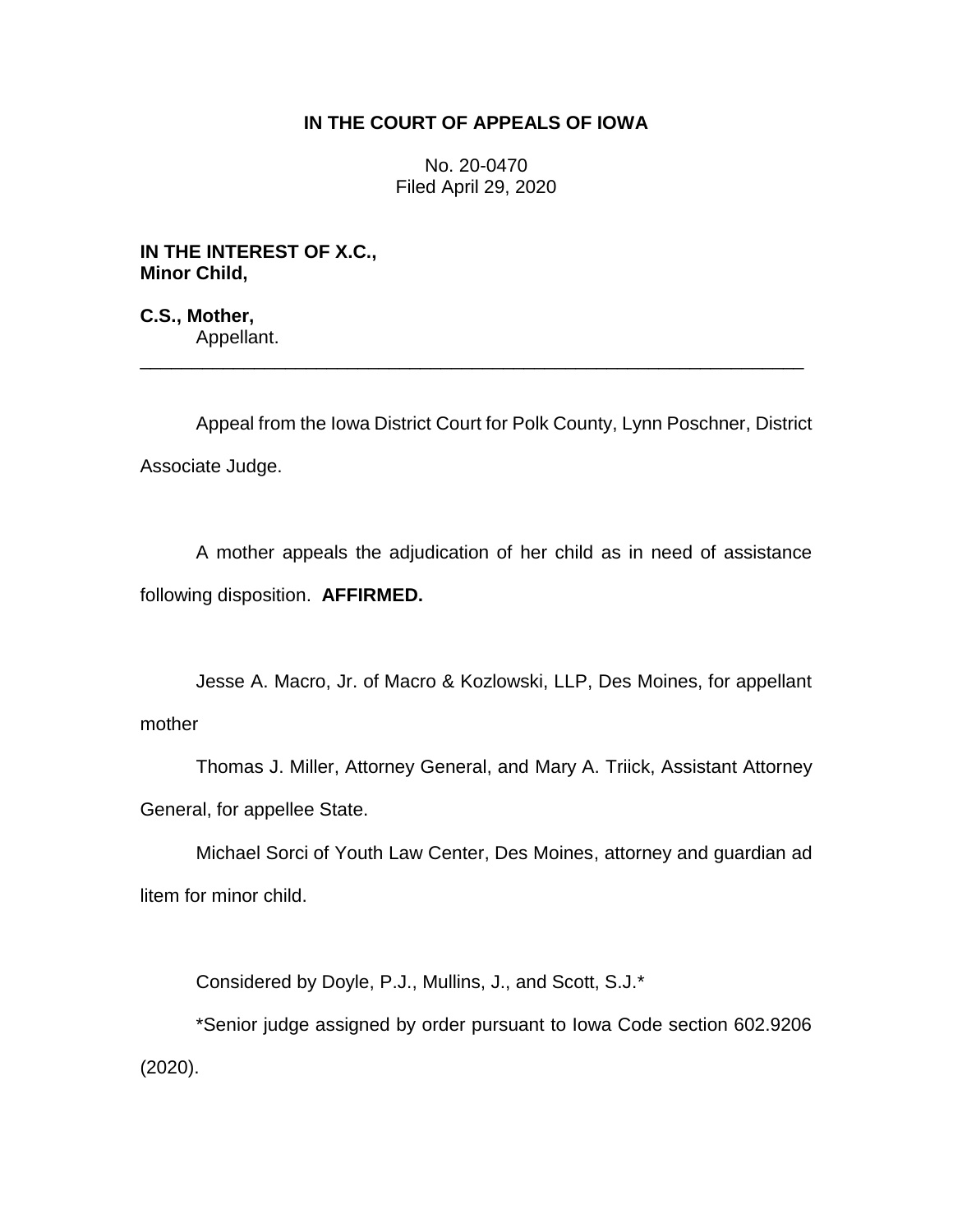**IN THE COURT OF APPEALS OF IOWA**

No. 20-0470
Filed April 29, 2020

**IN THE INTEREST OF X.C., Minor Child,**

**C.S., Mother,**
Appellant.

---

Appeal from the Iowa District Court for Polk County, Lynn Poschner, District Associate Judge.

A mother appeals the adjudication of her child as in need of assistance following disposition. **AFFIRMED.**

Jesse A. Macro, Jr. of Macro & Kozlowski, LLP, Des Moines, for appellant mother

Thomas J. Miller, Attorney General, and Mary A. Triick, Assistant Attorney General, for appellee State.

Michael Sorci of Youth Law Center, Des Moines, attorney and guardian ad litem for minor child.

Considered by Doyle, P.J., Mullins, J., and Scott, S.J.*

*Senior judge assigned by order pursuant to Iowa Code section 602.9206 (2020).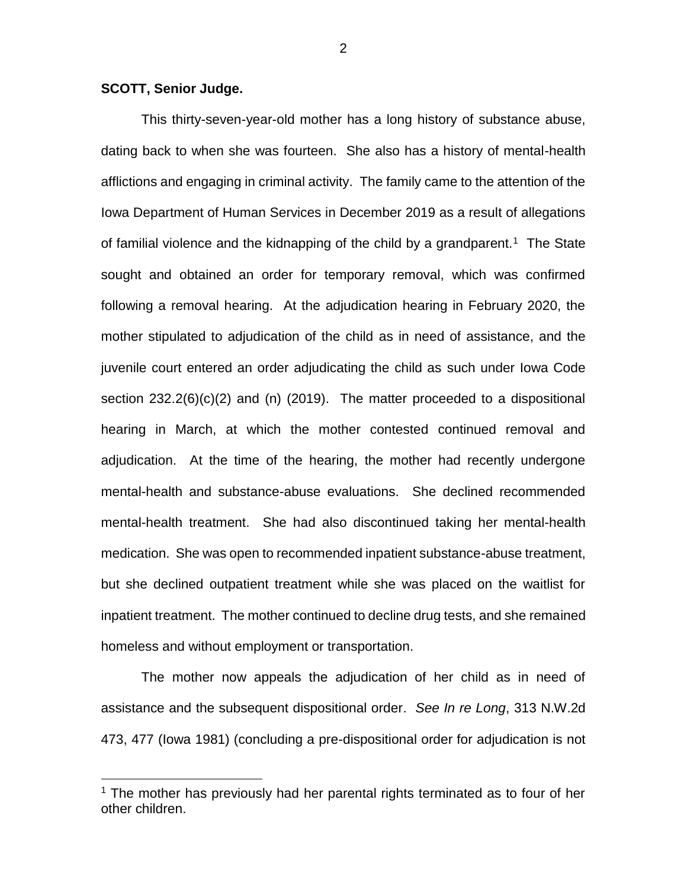**SCOTT, Senior Judge.**

This thirty-seven-year-old mother has a long history of substance abuse, dating back to when she was fourteen. She also has a history of mental-health afflictions and engaging in criminal activity. The family came to the attention of the Iowa Department of Human Services in December 2019 as a result of allegations of familial violence and the kidnapping of the child by a grandparent.[1] The State sought and obtained an order for temporary removal, which was confirmed following a removal hearing. At the adjudication hearing in February 2020, the mother stipulated to adjudication of the child as in need of assistance, and the juvenile court entered an order adjudicating the child as such under Iowa Code section 232.2(6)(c)(2) and (n) (2019). The matter proceeded to a dispositional hearing in March, at which the mother contested continued removal and adjudication. At the time of the hearing, the mother had recently undergone mental-health and substance-abuse evaluations. She declined recommended mental-health treatment. She had also discontinued taking her mental-health medication. She was open to recommended inpatient substance-abuse treatment, but she declined outpatient treatment while she was placed on the waitlist for inpatient treatment. The mother continued to decline drug tests, and she remained homeless and without employment or transportation.

The mother now appeals the adjudication of her child as in need of assistance and the subsequent dispositional order. *See In re Long*, 313 N.W.2d 473, 477 (Iowa 1981) (concluding a pre-dispositional order for adjudication is not

[1] The mother has previously had her parental rights terminated as to four of her other children.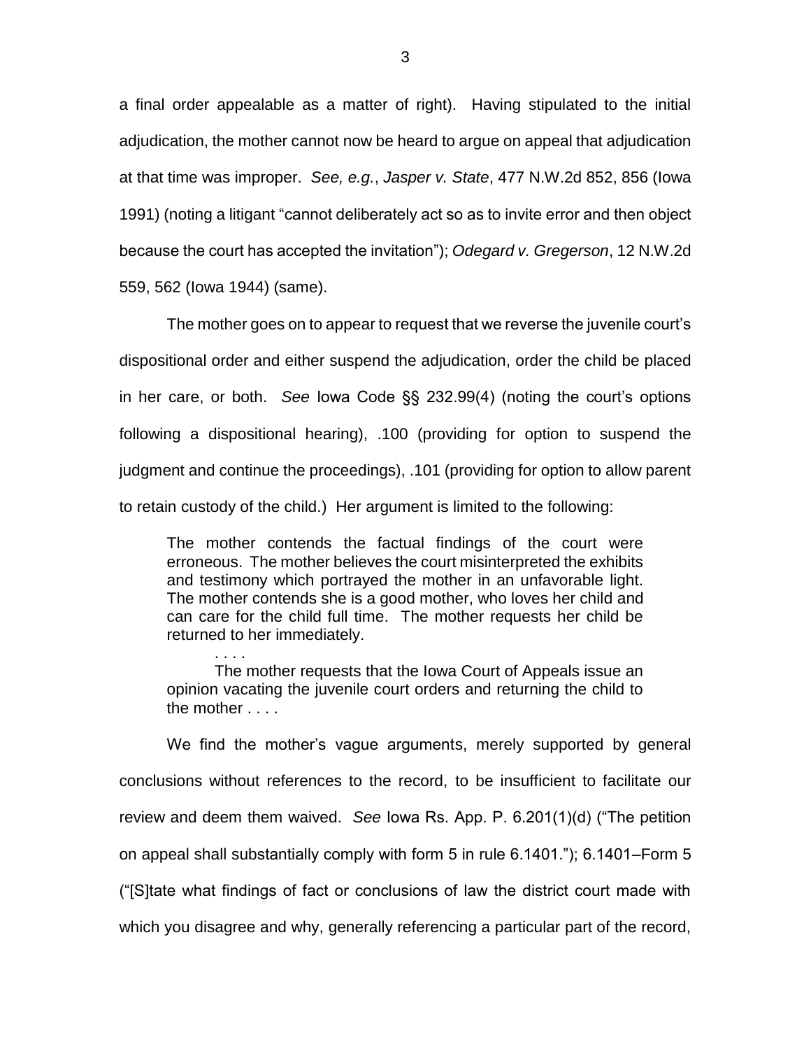a final order appealable as a matter of right). Having stipulated to the initial adjudication, the mother cannot now be heard to argue on appeal that adjudication at that time was improper. *See, e.g.*, *Jasper v. State*, 477 N.W.2d 852, 856 (Iowa 1991) (noting a litigant "cannot deliberately act so as to invite error and then object because the court has accepted the invitation"); *Odegard v. Gregerson*, 12 N.W.2d 559, 562 (Iowa 1944) (same).

The mother goes on to appear to request that we reverse the juvenile court's dispositional order and either suspend the adjudication, order the child be placed in her care, or both. *See* Iowa Code §§ 232.99(4) (noting the court's options following a dispositional hearing), .100 (providing for option to suspend the judgment and continue the proceedings), .101 (providing for option to allow parent to retain custody of the child.) Her argument is limited to the following:

> The mother contends the factual findings of the court were erroneous. The mother believes the court misinterpreted the exhibits and testimony which portrayed the mother in an unfavorable light. The mother contends she is a good mother, who loves her child and can care for the child full time. The mother requests her child be returned to her immediately.
>
> . . . .
>
> The mother requests that the Iowa Court of Appeals issue an opinion vacating the juvenile court orders and returning the child to the mother . . . .

We find the mother's vague arguments, merely supported by general conclusions without references to the record, to be insufficient to facilitate our review and deem them waived. *See* Iowa Rs. App. P. 6.201(1)(d) ("The petition on appeal shall substantially comply with form 5 in rule 6.1401."); 6.1401–Form 5 ("[S]tate what findings of fact or conclusions of law the district court made with which you disagree and why, generally referencing a particular part of the record,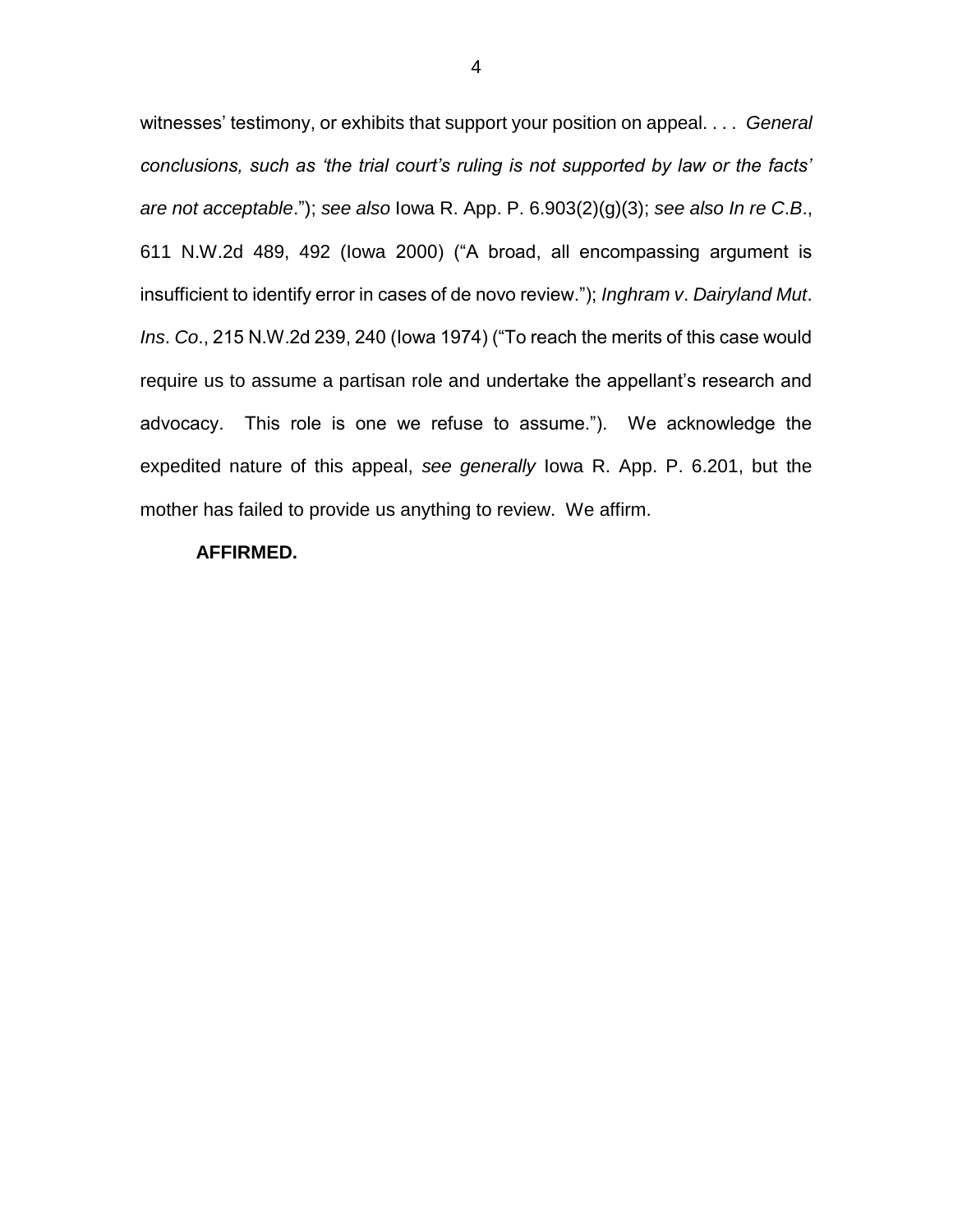witnesses' testimony, or exhibits that support your position on appeal. . . . *General conclusions, such as 'the trial court's ruling is not supported by law or the facts' are not acceptable*."); *see also* Iowa R. App. P. 6.903(2)(g)(3); *see also In re C.B.*, 611 N.W.2d 489, 492 (Iowa 2000) ("A broad, all encompassing argument is insufficient to identify error in cases of de novo review."); *Inghram v. Dairyland Mut. Ins. Co.*, 215 N.W.2d 239, 240 (Iowa 1974) ("To reach the merits of this case would require us to assume a partisan role and undertake the appellant's research and advocacy. This role is one we refuse to assume."). We acknowledge the expedited nature of this appeal, *see generally* Iowa R. App. P. 6.201, but the mother has failed to provide us anything to review. We affirm.

**AFFIRMED.**